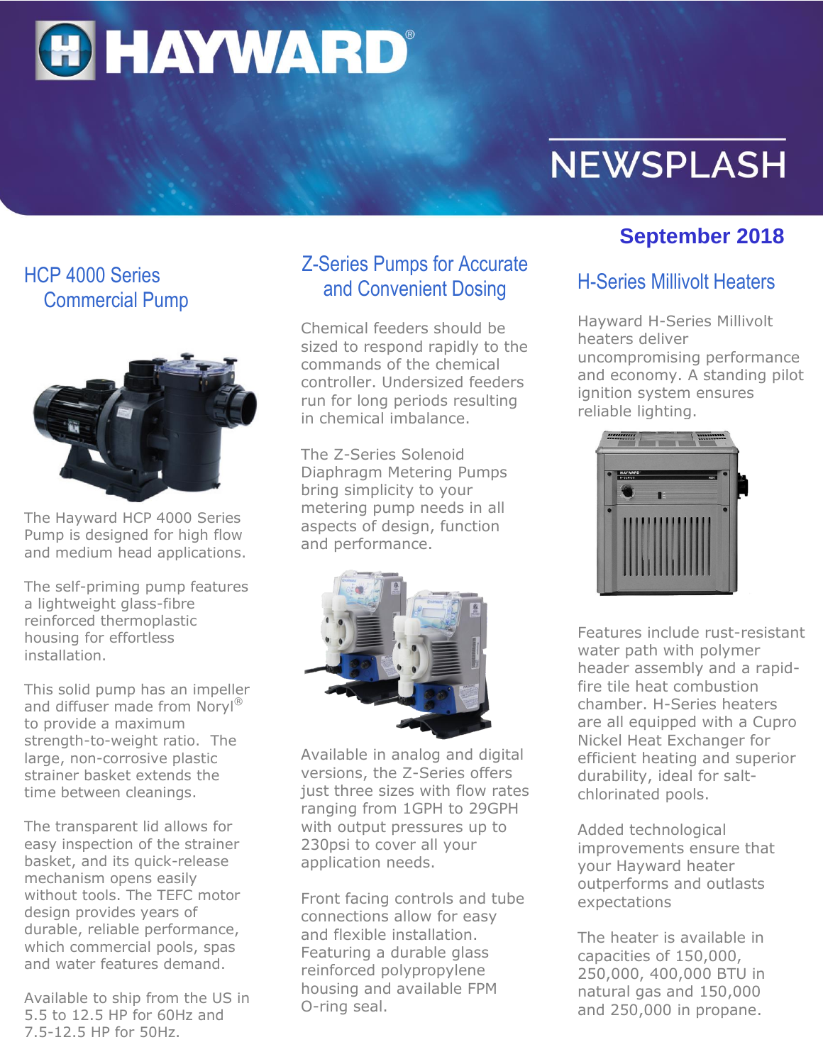# HAYWARD®

# NEWSPLASH

**September 2018**

## HCP 4000 Series Commercial Pump

The Hayward HCP 4000 Series Pump is designed for high flow and medium head applications.

The self-priming pump features a lightweight glass-fibre reinforced thermoplastic housing for effortless installation.

This solid pump has an impeller and diffuser made from Noryl® to provide a maximum strength-to-weight ratio. The large, non-corrosive plastic strainer basket extends the time between cleanings.

The transparent lid allows for easy inspection of the strainer basket, and its quick-release mechanism opens easily without tools. The TEFC motor design provides years of durable, reliable performance, which commercial pools, spas and water features demand.

Available to ship from the US in 5.5 to 12.5 HP for 60Hz and 7.5-12.5 HP for 50Hz.

## Z-Series Pumps for Accurate and Convenient Dosing

Chemical feeders should be sized to respond rapidly to the commands of the chemical controller. Undersized feeders run for long periods resulting in chemical imbalance.

The Z-Series Solenoid Diaphragm Metering Pumps bring simplicity to your metering pump needs in all aspects of design, function and performance.

Available in analog and digital versions, the Z-Series offers just three sizes with flow rates ranging from 1GPH to 29GPH with output pressures up to 230psi to cover all your application needs.

Front facing controls and tube connections allow for easy and flexible installation. Featuring a durable glass reinforced polypropylene housing and available FPM O-ring seal.

## H-Series Millivolt Heaters

Hayward H-Series Millivolt heaters deliver uncompromising performance and economy. A standing pilot ignition system ensures reliable lighting.

Features include rust-resistant water path with polymer header assembly and a rapid-fire tile heat combustion chamber. H-Series heaters are all equipped with a Cupro Nickel Heat Exchanger for efficient heating and superior durability, ideal for salt-chlorinated pools.

Added technological improvements ensure that your Hayward heater outperforms and outlasts expectations

The heater is available in capacities of 150,000, 250,000, 400,000 BTU in natural gas and 150,000 and 250,000 in propane.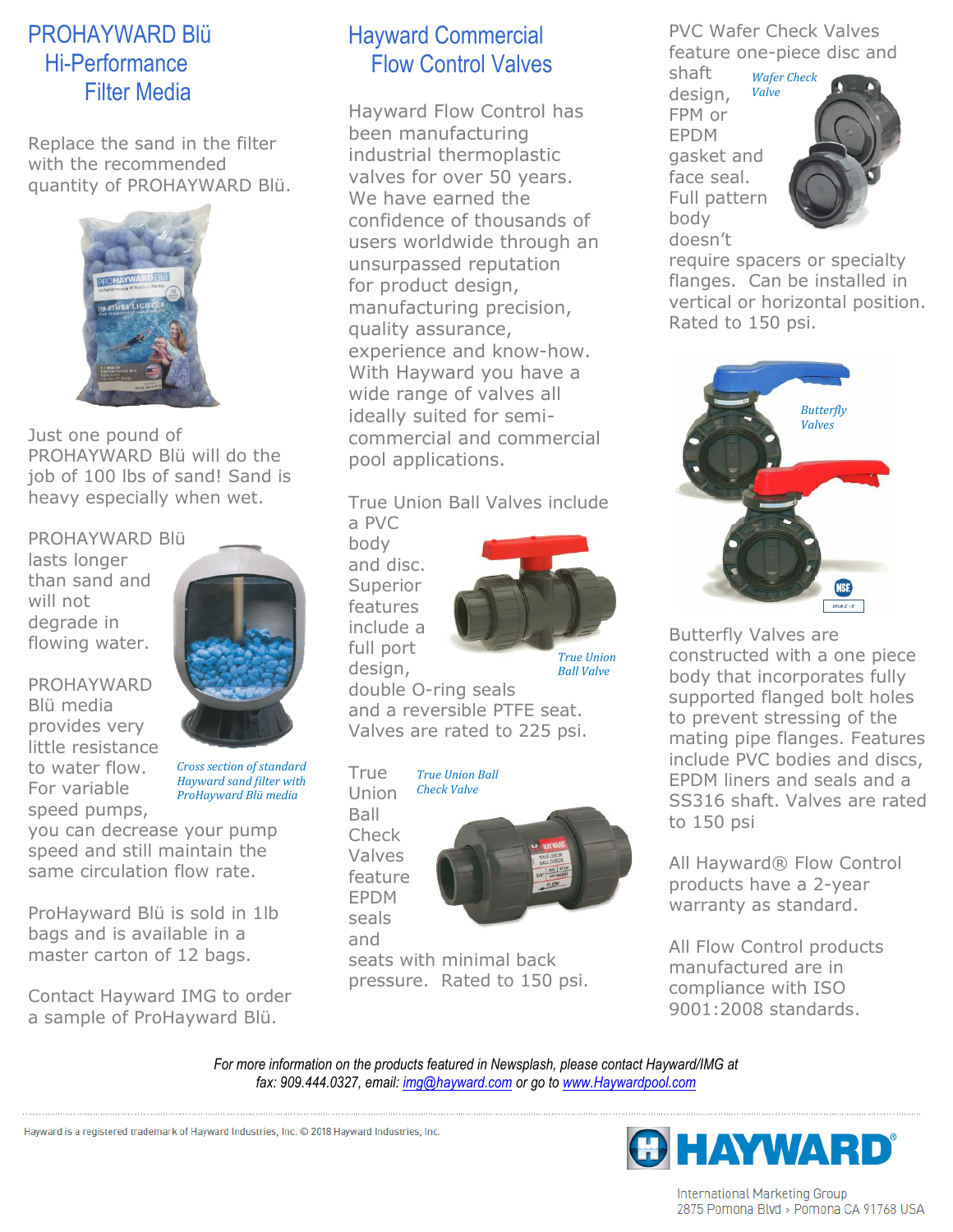## PROHAYWARD Blü Hi-Performance Filter Media

Replace the sand in the filter with the recommended quantity of PROHAYWARD Blü.

Just one pound of PROHAYWARD Blü will do the job of 100 lbs of sand! Sand is heavy especially when wet.

PROHAYWARD Blü lasts longer than sand and will not degrade in flowing water.

PROHAYWARD Blü media provides very little resistance to water flow. For variable speed pumps, you can decrease your pump speed and still maintain the same circulation flow rate.

*Cross section of standard Hayward sand filter with ProHayward Blü media*

ProHayward Blü is sold in 1lb bags and is available in a master carton of 12 bags.

Contact Hayward IMG to order a sample of ProHayward Blü.

## Hayward Commercial Flow Control Valves

Hayward Flow Control has been manufacturing industrial thermoplastic valves for over 50 years. We have earned the confidence of thousands of users worldwide through an unsurpassed reputation for product design, manufacturing precision, quality assurance, experience and know-how. With Hayward you have a wide range of valves all ideally suited for semi-commercial and commercial pool applications.

True Union Ball Valves include a PVC body and disc. Superior features include a full port design, double O-ring seals and a reversible PTFE seat. Valves are rated to 225 psi.

*True Union Ball Valve*

True Union Ball Check Valves feature EPDM seals and seats with minimal back pressure. Rated to 150 psi.

*True Union Ball Check Valve*

PVC Wafer Check Valves feature one-piece disc and shaft design, FPM or EPDM gasket and face seal. Full pattern body doesn't require spacers or specialty flanges. Can be installed in vertical or horizontal position. Rated to 150 psi.

*Wafer Check Valve*

*Butterfly Valves*

Butterfly Valves are constructed with a one piece body that incorporates fully supported flanged bolt holes to prevent stressing of the mating pipe flanges. Features include PVC bodies and discs, EPDM liners and seals and a SS316 shaft. Valves are rated to 150 psi

All Hayward® Flow Control products have a 2-year warranty as standard.

All Flow Control products manufactured are in compliance with ISO 9001:2008 standards.

*For more information on the products featured in Newsplash, please contact Hayward/IMG at fax: 909.444.0327, email: img@hayward.com or go to www.Haywardpool.com*

Hayward is a registered trademark of Hayward Industries, Inc. © 2018 Hayward Industries, Inc.

HAYWARD®

International Marketing Group
2875 Pomona Blvd » Pomona CA 91768 USA